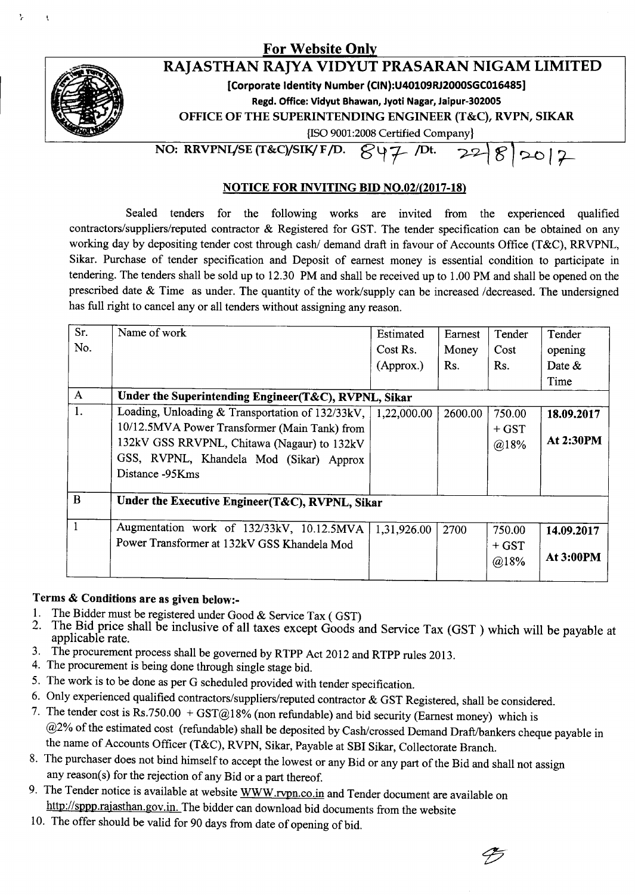**For Website Only**

# RAJASTHAN RAJYA VIDYUT PRASARAN NIGAM LIMITED

**[Corporate Identity Number (CIN):U40109RJ2000SGC016485]**

**Regd. Office: Vidyut Bhawan, Jyoti Nagar, Jaipur-302005**

**OFFICE OF THE SUPERINTENDING ENGINEER (T&C), RVPN, SIKAR**

{ISO 9001:2008 Certified Company}

**NO: RRVPNL/SE (T&C)/SIK/ F/D. 847 /Dt. 22/8/2017**

## NOTICE FOR INVITING BID NO.02/(2017-18)

Sealed tenders for the following works are invited from the experienced qualified contractors/suppliers/reputed contractor & Registered for GST. The tender specification can be obtained on any working day by depositing tender cost through cash/ demand draft in favour of Accounts Office (T&C), RRVPNL, Sikar. Purchase of tender specification and Deposit of earnest money is essential condition to participate in tendering. The tenders shall be sold up to 12.30 PM and shall be received up to 1.00 PM and shall be opened on the prescribed date & Time as under. The quantity of the work/supply can be increased /decreased. The undersigned has full right to cancel any or all tenders without assigning any reason.

| Sr. No. | Name of work | Estimated Cost Rs. (Approx.) | Earnest Money Rs. | Tender Cost Rs. | Tender opening Date & Time |
|---|---|---|---|---|---|
| A | **Under the Superintending Engineer(T&C), RVPNL, Sikar** | | | | |
| 1. | Loading, Unloading & Transportation of 132/33kV, 10/12.5MVA Power Transformer (Main Tank) from 132kV GSS RRVPNL, Chitawa (Nagaur) to 132kV GSS, RVPNL, Khandela Mod (Sikar) Approx Distance -95Kms | 1,22,000.00 | 2600.00 | 750.00 + GST @18% | **18.09.2017 At 2:30PM** |
| B | **Under the Executive Engineer(T&C), RVPNL, Sikar** | | | | |
| 1 | Augmentation work of 132/33kV, 10.12.5MVA Power Transformer at 132kV GSS Khandela Mod | 1,31,926.00 | 2700 | 750.00 + GST @18% | **14.09.2017 At 3:00PM** |

### Terms & Conditions are as given below:-

1. The Bidder must be registered under Good & Service Tax ( GST)
2. The Bid price shall be inclusive of all taxes except Goods and Service Tax (GST ) which will be payable at applicable rate.
3. The procurement process shall be governed by RTPP Act 2012 and RTPP rules 2013.
4. The procurement is being done through single stage bid.
5. The work is to be done as per G scheduled provided with tender specification.
6. Only experienced qualified contractors/suppliers/reputed contractor & GST Registered, shall be considered.
7. The tender cost is Rs.750.00 + GST@18% (non refundable) and bid security (Earnest money) which is @2% of the estimated cost (refundable) shall be deposited by Cash/crossed Demand Draft/bankers cheque payable in the name of Accounts Officer (T&C), RVPN, Sikar, Payable at SBI Sikar, Collectorate Branch.
8. The purchaser does not bind himself to accept the lowest or any Bid or any part of the Bid and shall not assign any reason(s) for the rejection of any Bid or a part thereof.
9. The Tender notice is available at website WWW.rvpn.co.in and Tender document are available on http://sppp.rajasthan.gov.in. The bidder can download bid documents from the website
10. The offer should be valid for 90 days from date of opening of bid.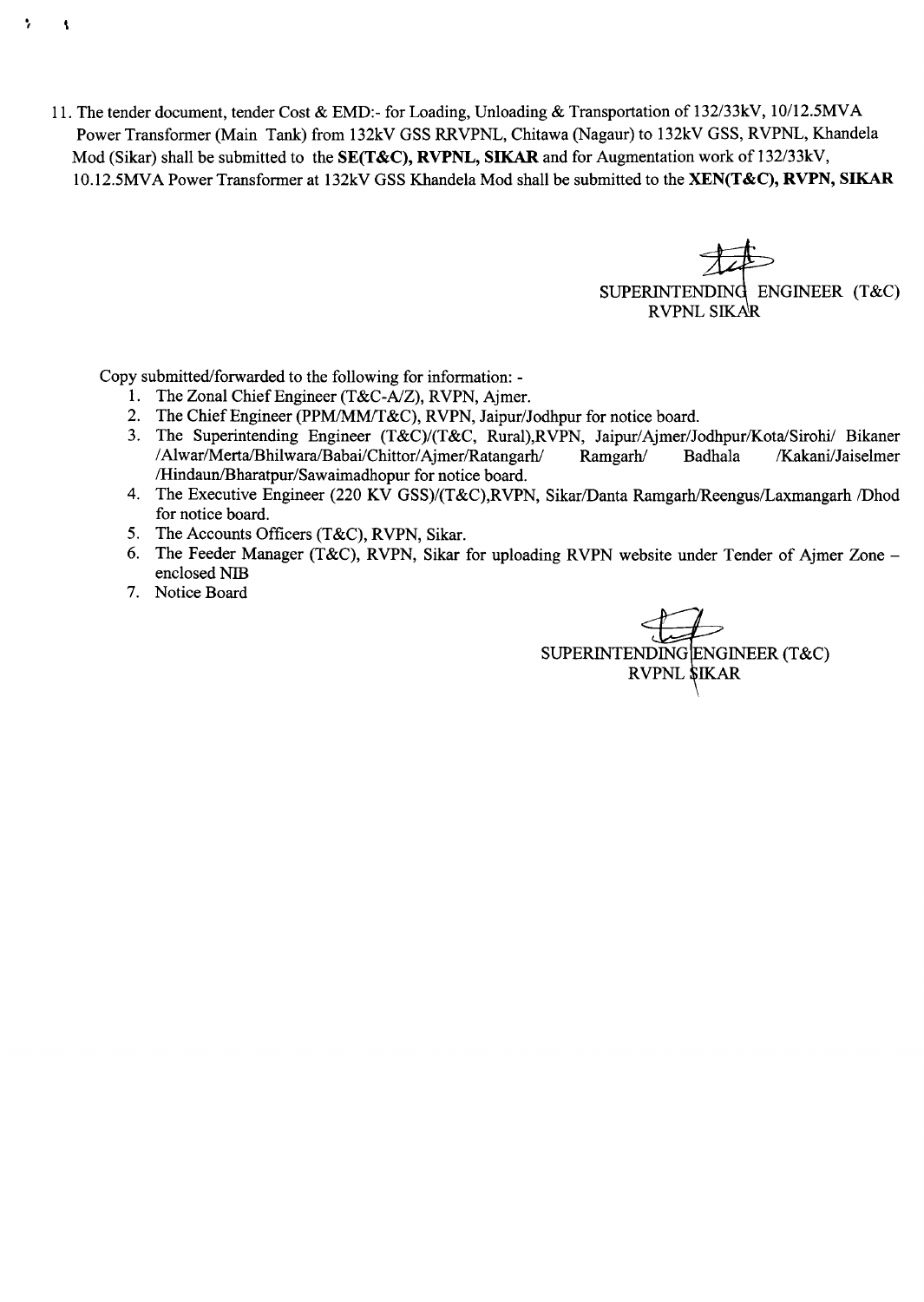11. The tender document, tender Cost & EMD:- for Loading, Unloading & Transportation of 132/33kV, 10/12.5MVA Power Transformer (Main Tank) from 132kV GSS RRVPNL, Chitawa (Nagaur) to 132kV GSS, RVPNL, Khandela Mod (Sikar) shall be submitted to the **SE(T&C), RVPNL, SIKAR** and for Augmentation work of 132/33kV, 10.12.5MVA Power Transformer at 132kV GSS Khandela Mod shall be submitted to the **XEN(T&C), RVPN, SIKAR**

SUPERINTENDING ENGINEER (T&C)
RVPNL SIKAR

Copy submitted/forwarded to the following for information: -

1. The Zonal Chief Engineer (T&C-A/Z), RVPN, Ajmer.
2. The Chief Engineer (PPM/MM/T&C), RVPN, Jaipur/Jodhpur for notice board.
3. The Superintending Engineer (T&C)/(T&C, Rural),RVPN, Jaipur/Ajmer/Jodhpur/Kota/Sirohi/ Bikaner /Alwar/Merta/Bhilwara/Babai/Chittor/Ajmer/Ratangarh/ Ramgarh/ Badhala /Kakani/Jaiselmer /Hindaun/Bharatpur/Sawaimadhopur for notice board.
4. The Executive Engineer (220 KV GSS)/(T&C),RVPN, Sikar/Danta Ramgarh/Reengus/Laxmangarh /Dhod for notice board.
5. The Accounts Officers (T&C), RVPN, Sikar.
6. The Feeder Manager (T&C), RVPN, Sikar for uploading RVPN website under Tender of Ajmer Zone – enclosed NIB
7. Notice Board

SUPERINTENDING ENGINEER (T&C)
RVPNL SIKAR